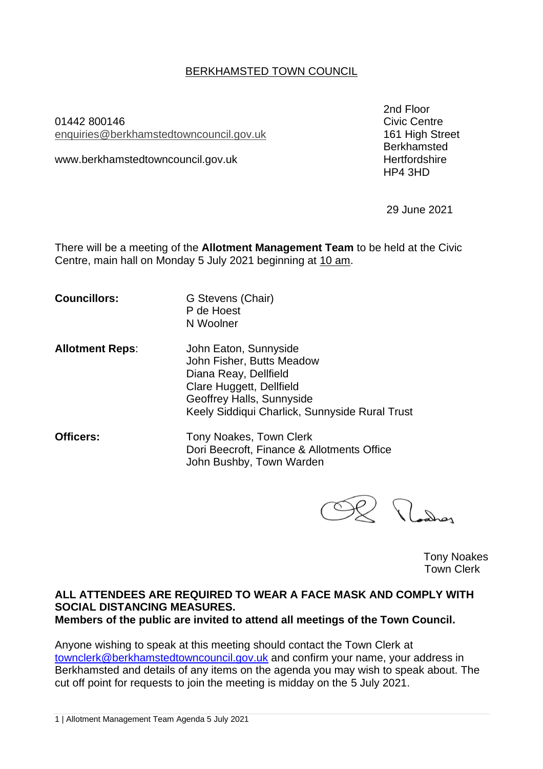# BERKHAMSTED TOWN COUNCIL

01442 800146
enquiries@berkhamstedtowncouncil.gov.uk

www.berkhamstedtowncouncil.gov.uk

2nd Floor
Civic Centre
161 High Street
Berkhamsted
Hertfordshire
HP4 3HD

29 June 2021

There will be a meeting of the **Allotment Management Team** to be held at the Civic Centre, main hall on Monday 5 July 2021 beginning at 10 am.

**Councillors:**
G Stevens (Chair)
P de Hoest
N Woolner

**Allotment Reps:**
John Eaton, Sunnyside
John Fisher, Butts Meadow
Diana Reay, Dellfield
Clare Huggett, Dellfield
Geoffrey Halls, Sunnyside
Keely Siddiqui Charlick, Sunnyside Rural Trust

**Officers:**
Tony Noakes, Town Clerk
Dori Beecroft, Finance & Allotments Office
John Bushby, Town Warden

Tony Noakes
Town Clerk

**ALL ATTENDEES ARE REQUIRED TO WEAR A FACE MASK AND COMPLY WITH SOCIAL DISTANCING MEASURES.**
**Members of the public are invited to attend all meetings of the Town Council.**

Anyone wishing to speak at this meeting should contact the Town Clerk at townclerk@berkhamstedtowncouncil.gov.uk and confirm your name, your address in Berkhamsted and details of any items on the agenda you may wish to speak about. The cut off point for requests to join the meeting is midday on the 5 July 2021.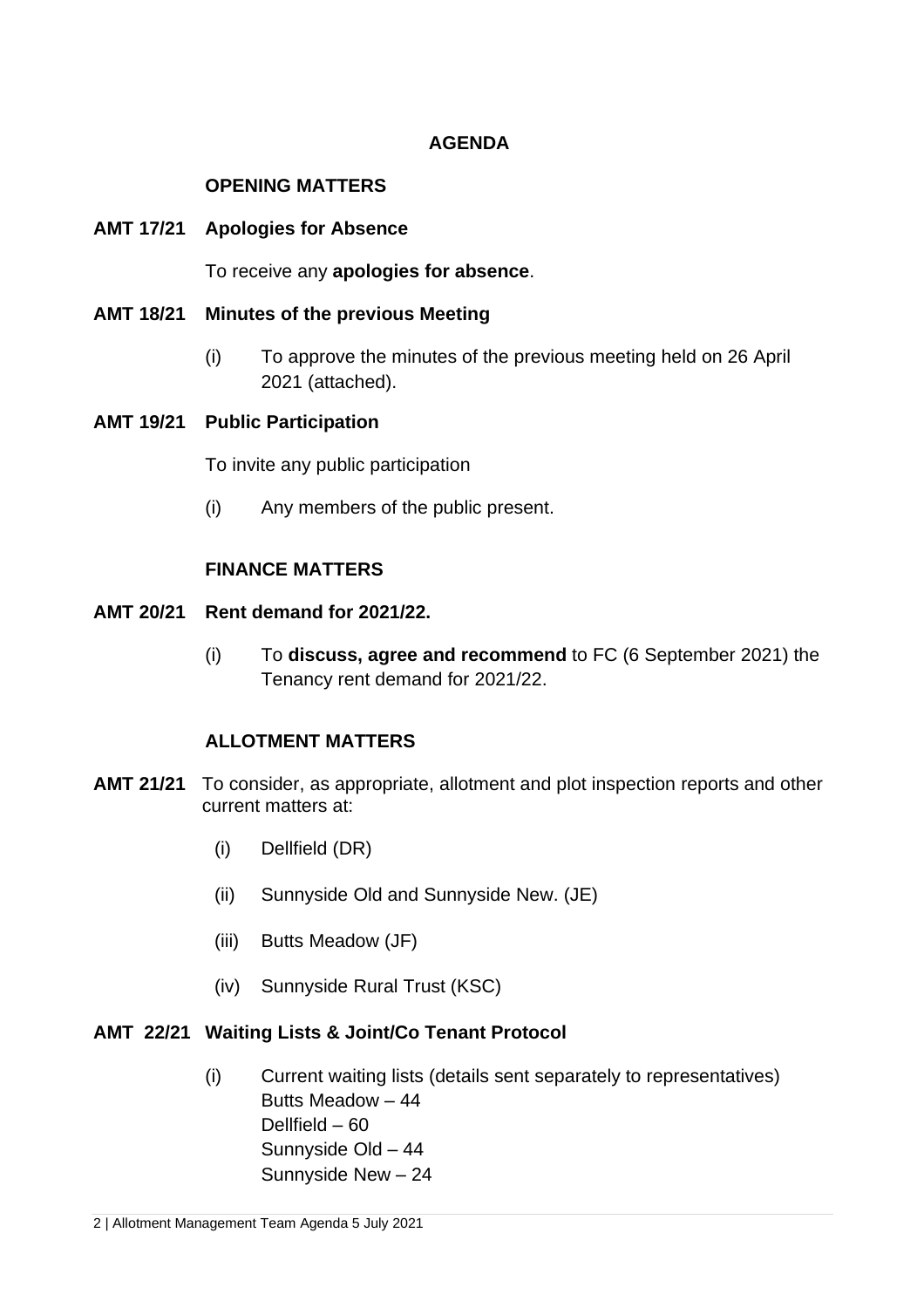## AGENDA

### OPENING MATTERS

**AMT 17/21 Apologies for Absence**

To receive any **apologies for absence**.

**AMT 18/21 Minutes of the previous Meeting**

(i) To approve the minutes of the previous meeting held on 26 April 2021 (attached).

**AMT 19/21 Public Participation**

To invite any public participation

(i) Any members of the public present.

### FINANCE MATTERS

**AMT 20/21 Rent demand for 2021/22.**

(i) To **discuss, agree and recommend** to FC (6 September 2021) the Tenancy rent demand for 2021/22.

### ALLOTMENT MATTERS

**AMT 21/21** To consider, as appropriate, allotment and plot inspection reports and other current matters at:

(i) Dellfield (DR)

(ii) Sunnyside Old and Sunnyside New. (JE)

(iii) Butts Meadow (JF)

(iv) Sunnyside Rural Trust (KSC)

**AMT 22/21 Waiting Lists & Joint/Co Tenant Protocol**

(i) Current waiting lists (details sent separately to representatives)
Butts Meadow – 44
Dellfield – 60
Sunnyside Old – 44
Sunnyside New – 24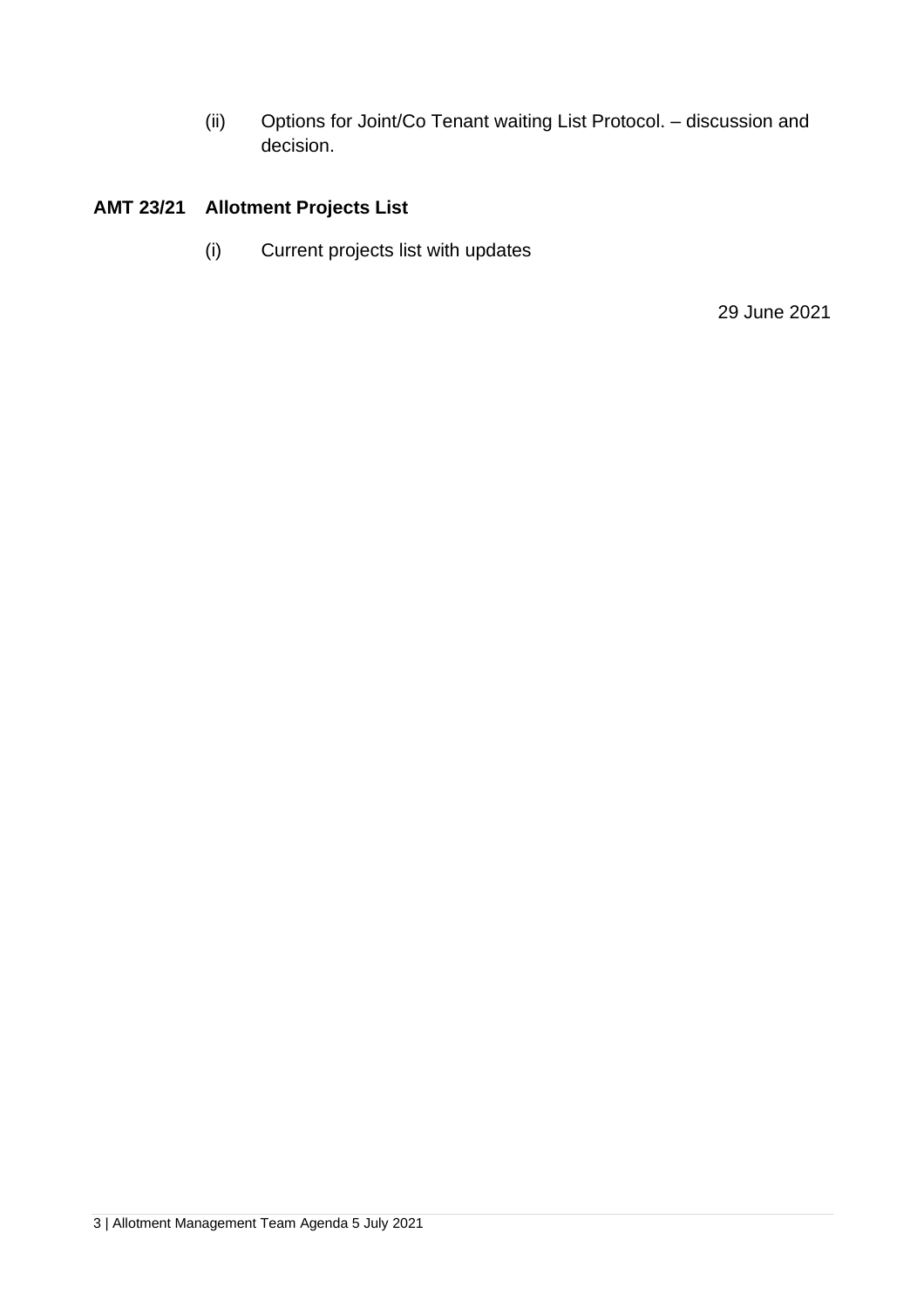(ii) Options for Joint/Co Tenant waiting List Protocol. – discussion and decision.

**AMT 23/21 Allotment Projects List**

(i) Current projects list with updates

29 June 2021